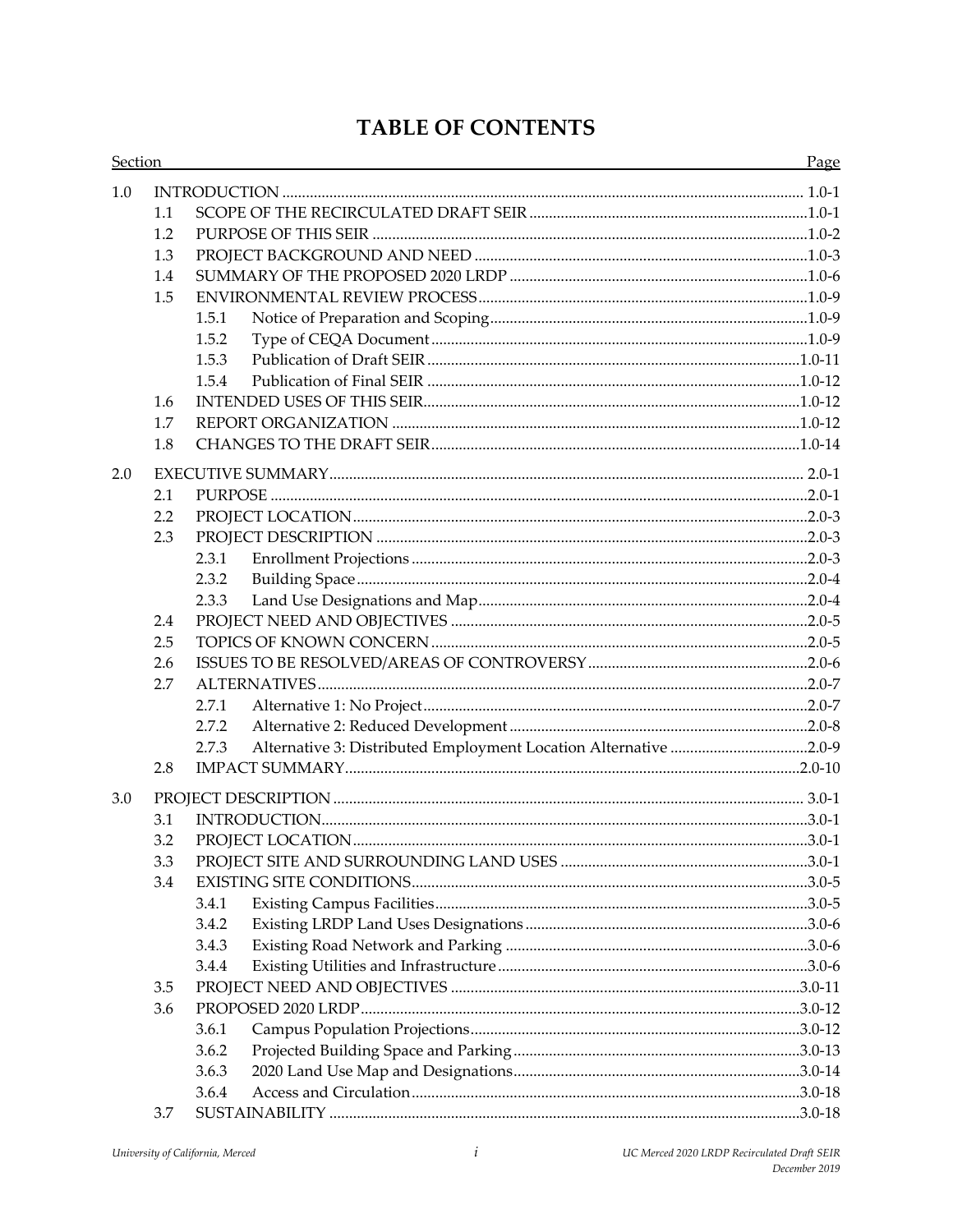# TABLE OF CONTENTS

| Section | | | Page |
|---|---|---|---|
| 1.0 | INTRODUCTION | | 1.0-1 |
| | 1.1 | SCOPE OF THE RECIRCULATED DRAFT SEIR | 1.0-1 |
| | 1.2 | PURPOSE OF THIS SEIR | 1.0-2 |
| | 1.3 | PROJECT BACKGROUND AND NEED | 1.0-3 |
| | 1.4 | SUMMARY OF THE PROPOSED 2020 LRDP | 1.0-6 |
| | 1.5 | ENVIRONMENTAL REVIEW PROCESS | 1.0-9 |
| | | 1.5.1 Notice of Preparation and Scoping | 1.0-9 |
| | | 1.5.2 Type of CEQA Document | 1.0-9 |
| | | 1.5.3 Publication of Draft SEIR | 1.0-11 |
| | | 1.5.4 Publication of Final SEIR | 1.0-12 |
| | 1.6 | INTENDED USES OF THIS SEIR | 1.0-12 |
| | 1.7 | REPORT ORGANIZATION | 1.0-12 |
| | 1.8 | CHANGES TO THE DRAFT SEIR | 1.0-14 |
| 2.0 | EXECUTIVE SUMMARY | | 2.0-1 |
| | 2.1 | PURPOSE | 2.0-1 |
| | 2.2 | PROJECT LOCATION | 2.0-3 |
| | 2.3 | PROJECT DESCRIPTION | 2.0-3 |
| | | 2.3.1 Enrollment Projections | 2.0-3 |
| | | 2.3.2 Building Space | 2.0-4 |
| | | 2.3.3 Land Use Designations and Map | 2.0-4 |
| | 2.4 | PROJECT NEED AND OBJECTIVES | 2.0-5 |
| | 2.5 | TOPICS OF KNOWN CONCERN | 2.0-5 |
| | 2.6 | ISSUES TO BE RESOLVED/AREAS OF CONTROVERSY | 2.0-6 |
| | 2.7 | ALTERNATIVES | 2.0-7 |
| | | 2.7.1 Alternative 1: No Project | 2.0-7 |
| | | 2.7.2 Alternative 2: Reduced Development | 2.0-8 |
| | | 2.7.3 Alternative 3: Distributed Employment Location Alternative | 2.0-9 |
| | 2.8 | IMPACT SUMMARY | 2.0-10 |
| 3.0 | PROJECT DESCRIPTION | | 3.0-1 |
| | 3.1 | INTRODUCTION | 3.0-1 |
| | 3.2 | PROJECT LOCATION | 3.0-1 |
| | 3.3 | PROJECT SITE AND SURROUNDING LAND USES | 3.0-1 |
| | 3.4 | EXISTING SITE CONDITIONS | 3.0-5 |
| | | 3.4.1 Existing Campus Facilities | 3.0-5 |
| | | 3.4.2 Existing LRDP Land Uses Designations | 3.0-6 |
| | | 3.4.3 Existing Road Network and Parking | 3.0-6 |
| | | 3.4.4 Existing Utilities and Infrastructure | 3.0-6 |
| | 3.5 | PROJECT NEED AND OBJECTIVES | 3.0-11 |
| | 3.6 | PROPOSED 2020 LRDP | 3.0-12 |
| | | 3.6.1 Campus Population Projections | 3.0-12 |
| | | 3.6.2 Projected Building Space and Parking | 3.0-13 |
| | | 3.6.3 2020 Land Use Map and Designations | 3.0-14 |
| | | 3.6.4 Access and Circulation | 3.0-18 |
| | 3.7 | SUSTAINABILITY | 3.0-18 |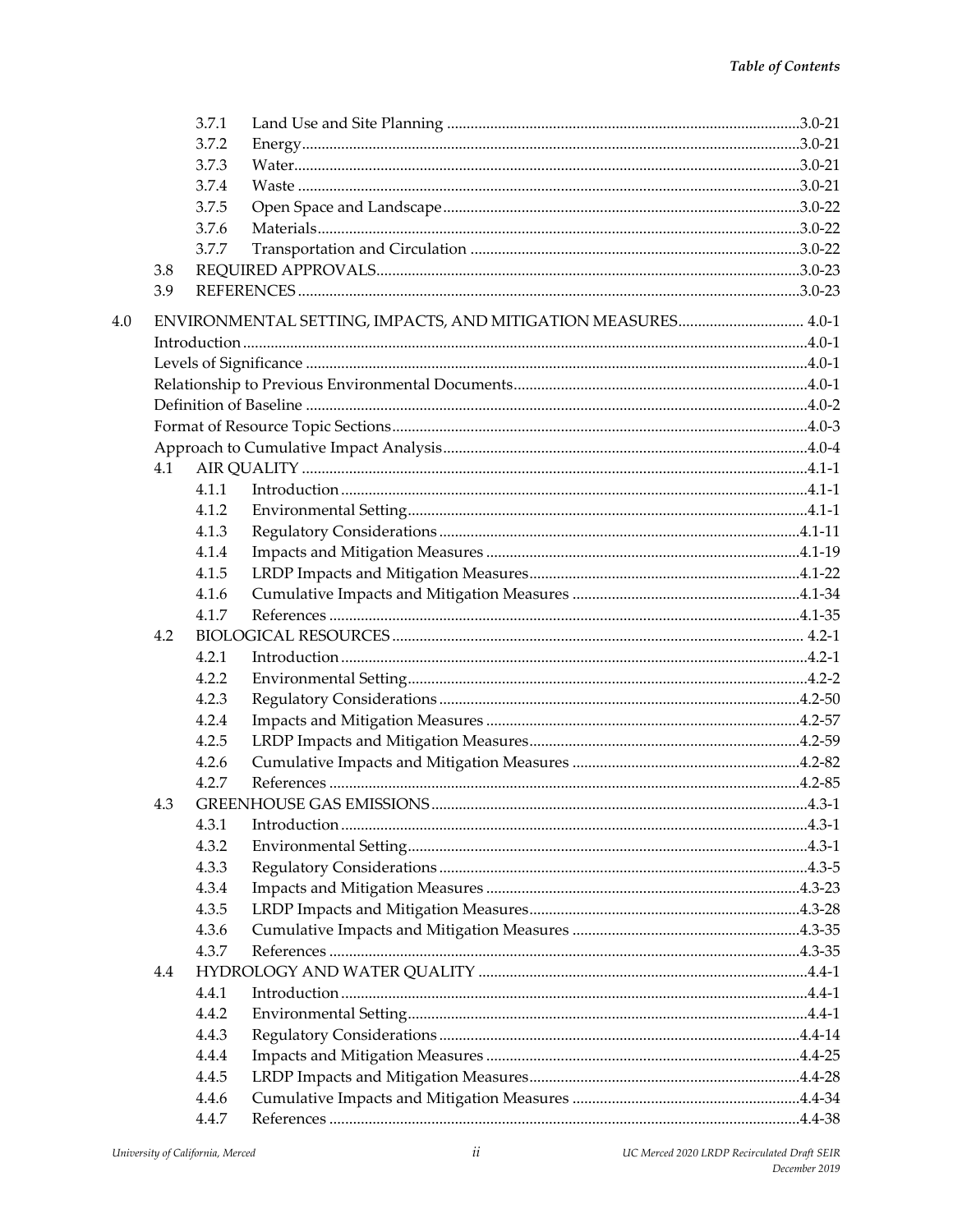| | | | |
|---|---|---|---|
| | 3.7.1 | Land Use and Site Planning | 3.0-21 |
| | 3.7.2 | Energy | 3.0-21 |
| | 3.7.3 | Water | 3.0-21 |
| | 3.7.4 | Waste | 3.0-21 |
| | 3.7.5 | Open Space and Landscape | 3.0-22 |
| | 3.7.6 | Materials | 3.0-22 |
| | 3.7.7 | Transportation and Circulation | 3.0-22 |
| 3.8 | REQUIRED APPROVALS | | 3.0-23 |
| 3.9 | REFERENCES | | 3.0-23 |

**4.0 ENVIRONMENTAL SETTING, IMPACTS, AND MITIGATION MEASURES** ........ 4.0-1

| | | | |
|---|---|---|---|
| Introduction | | | 4.0-1 |
| Levels of Significance | | | 4.0-1 |
| Relationship to Previous Environmental Documents | | | 4.0-1 |
| Definition of Baseline | | | 4.0-2 |
| Format of Resource Topic Sections | | | 4.0-3 |
| Approach to Cumulative Impact Analysis | | | 4.0-4 |
| 4.1 | AIR QUALITY | | 4.1-1 |
| | 4.1.1 | Introduction | 4.1-1 |
| | 4.1.2 | Environmental Setting | 4.1-1 |
| | 4.1.3 | Regulatory Considerations | 4.1-11 |
| | 4.1.4 | Impacts and Mitigation Measures | 4.1-19 |
| | 4.1.5 | LRDP Impacts and Mitigation Measures | 4.1-22 |
| | 4.1.6 | Cumulative Impacts and Mitigation Measures | 4.1-34 |
| | 4.1.7 | References | 4.1-35 |
| 4.2 | BIOLOGICAL RESOURCES | | 4.2-1 |
| | 4.2.1 | Introduction | 4.2-1 |
| | 4.2.2 | Environmental Setting | 4.2-2 |
| | 4.2.3 | Regulatory Considerations | 4.2-50 |
| | 4.2.4 | Impacts and Mitigation Measures | 4.2-57 |
| | 4.2.5 | LRDP Impacts and Mitigation Measures | 4.2-59 |
| | 4.2.6 | Cumulative Impacts and Mitigation Measures | 4.2-82 |
| | 4.2.7 | References | 4.2-85 |
| 4.3 | GREENHOUSE GAS EMISSIONS | | 4.3-1 |
| | 4.3.1 | Introduction | 4.3-1 |
| | 4.3.2 | Environmental Setting | 4.3-1 |
| | 4.3.3 | Regulatory Considerations | 4.3-5 |
| | 4.3.4 | Impacts and Mitigation Measures | 4.3-23 |
| | 4.3.5 | LRDP Impacts and Mitigation Measures | 4.3-28 |
| | 4.3.6 | Cumulative Impacts and Mitigation Measures | 4.3-35 |
| | 4.3.7 | References | 4.3-35 |
| 4.4 | HYDROLOGY AND WATER QUALITY | | 4.4-1 |
| | 4.4.1 | Introduction | 4.4-1 |
| | 4.4.2 | Environmental Setting | 4.4-1 |
| | 4.4.3 | Regulatory Considerations | 4.4-14 |
| | 4.4.4 | Impacts and Mitigation Measures | 4.4-25 |
| | 4.4.5 | LRDP Impacts and Mitigation Measures | 4.4-28 |
| | 4.4.6 | Cumulative Impacts and Mitigation Measures | 4.4-34 |
| | 4.4.7 | References | 4.4-38 |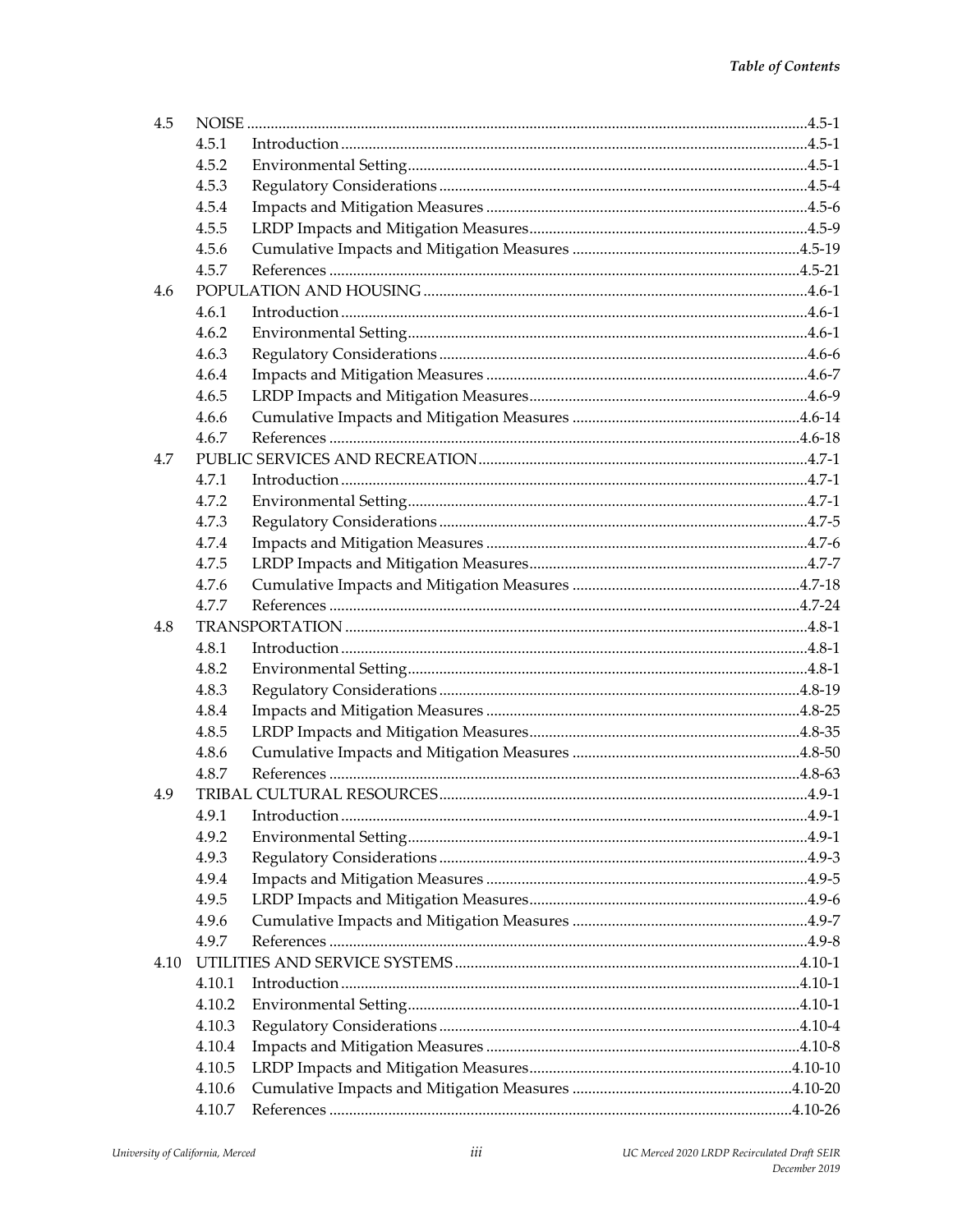| | | | |
|---|---|---|---|
| 4.5 | NOISE | | 4.5-1 |
| | 4.5.1 | Introduction | 4.5-1 |
| | 4.5.2 | Environmental Setting | 4.5-1 |
| | 4.5.3 | Regulatory Considerations | 4.5-4 |
| | 4.5.4 | Impacts and Mitigation Measures | 4.5-6 |
| | 4.5.5 | LRDP Impacts and Mitigation Measures | 4.5-9 |
| | 4.5.6 | Cumulative Impacts and Mitigation Measures | 4.5-19 |
| | 4.5.7 | References | 4.5-21 |
| 4.6 | POPULATION AND HOUSING | | 4.6-1 |
| | 4.6.1 | Introduction | 4.6-1 |
| | 4.6.2 | Environmental Setting | 4.6-1 |
| | 4.6.3 | Regulatory Considerations | 4.6-6 |
| | 4.6.4 | Impacts and Mitigation Measures | 4.6-7 |
| | 4.6.5 | LRDP Impacts and Mitigation Measures | 4.6-9 |
| | 4.6.6 | Cumulative Impacts and Mitigation Measures | 4.6-14 |
| | 4.6.7 | References | 4.6-18 |
| 4.7 | PUBLIC SERVICES AND RECREATION | | 4.7-1 |
| | 4.7.1 | Introduction | 4.7-1 |
| | 4.7.2 | Environmental Setting | 4.7-1 |
| | 4.7.3 | Regulatory Considerations | 4.7-5 |
| | 4.7.4 | Impacts and Mitigation Measures | 4.7-6 |
| | 4.7.5 | LRDP Impacts and Mitigation Measures | 4.7-7 |
| | 4.7.6 | Cumulative Impacts and Mitigation Measures | 4.7-18 |
| | 4.7.7 | References | 4.7-24 |
| 4.8 | TRANSPORTATION | | 4.8-1 |
| | 4.8.1 | Introduction | 4.8-1 |
| | 4.8.2 | Environmental Setting | 4.8-1 |
| | 4.8.3 | Regulatory Considerations | 4.8-19 |
| | 4.8.4 | Impacts and Mitigation Measures | 4.8-25 |
| | 4.8.5 | LRDP Impacts and Mitigation Measures | 4.8-35 |
| | 4.8.6 | Cumulative Impacts and Mitigation Measures | 4.8-50 |
| | 4.8.7 | References | 4.8-63 |
| 4.9 | TRIBAL CULTURAL RESOURCES | | 4.9-1 |
| | 4.9.1 | Introduction | 4.9-1 |
| | 4.9.2 | Environmental Setting | 4.9-1 |
| | 4.9.3 | Regulatory Considerations | 4.9-3 |
| | 4.9.4 | Impacts and Mitigation Measures | 4.9-5 |
| | 4.9.5 | LRDP Impacts and Mitigation Measures | 4.9-6 |
| | 4.9.6 | Cumulative Impacts and Mitigation Measures | 4.9-7 |
| | 4.9.7 | References | 4.9-8 |
| 4.10 | UTILITIES AND SERVICE SYSTEMS | | 4.10-1 |
| | 4.10.1 | Introduction | 4.10-1 |
| | 4.10.2 | Environmental Setting | 4.10-1 |
| | 4.10.3 | Regulatory Considerations | 4.10-4 |
| | 4.10.4 | Impacts and Mitigation Measures | 4.10-8 |
| | 4.10.5 | LRDP Impacts and Mitigation Measures | 4.10-10 |
| | 4.10.6 | Cumulative Impacts and Mitigation Measures | 4.10-20 |
| | 4.10.7 | References | 4.10-26 |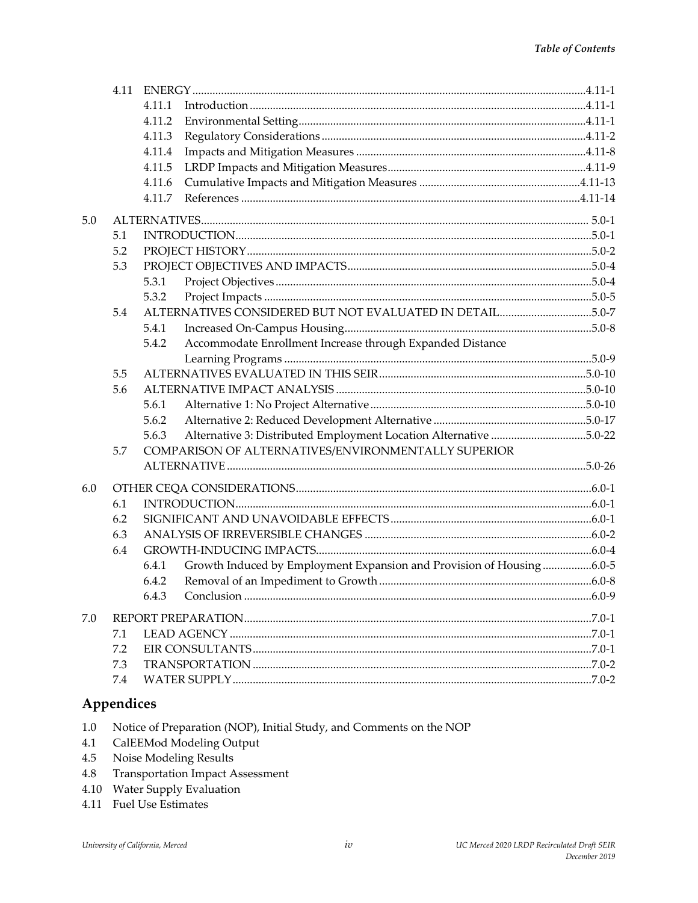| | | | |
|---|---|---|---|
| 4.11 | ENERGY | | 4.11-1 |
| | 4.11.1 | Introduction | 4.11-1 |
| | 4.11.2 | Environmental Setting | 4.11-1 |
| | 4.11.3 | Regulatory Considerations | 4.11-2 |
| | 4.11.4 | Impacts and Mitigation Measures | 4.11-8 |
| | 4.11.5 | LRDP Impacts and Mitigation Measures | 4.11-9 |
| | 4.11.6 | Cumulative Impacts and Mitigation Measures | 4.11-13 |
| | 4.11.7 | References | 4.11-14 |

5.0 ALTERNATIVES ... 5.0-1

- 5.1 INTRODUCTION ... 5.0-1
- 5.2 PROJECT HISTORY ... 5.0-2
- 5.3 PROJECT OBJECTIVES AND IMPACTS ... 5.0-4
  - 5.3.1 Project Objectives ... 5.0-4
  - 5.3.2 Project Impacts ... 5.0-5
- 5.4 ALTERNATIVES CONSIDERED BUT NOT EVALUATED IN DETAIL ... 5.0-7
  - 5.4.1 Increased On-Campus Housing ... 5.0-8
  - 5.4.2 Accommodate Enrollment Increase through Expanded Distance Learning Programs ... 5.0-9
- 5.5 ALTERNATIVES EVALUATED IN THIS SEIR ... 5.0-10
- 5.6 ALTERNATIVE IMPACT ANALYSIS ... 5.0-10
  - 5.6.1 Alternative 1: No Project Alternative ... 5.0-10
  - 5.6.2 Alternative 2: Reduced Development Alternative ... 5.0-17
  - 5.6.3 Alternative 3: Distributed Employment Location Alternative ... 5.0-22
- 5.7 COMPARISON OF ALTERNATIVES/ENVIRONMENTALLY SUPERIOR ALTERNATIVE ... 5.0-26

6.0 OTHER CEQA CONSIDERATIONS ... 6.0-1

- 6.1 INTRODUCTION ... 6.0-1
- 6.2 SIGNIFICANT AND UNAVOIDABLE EFFECTS ... 6.0-1
- 6.3 ANALYSIS OF IRREVERSIBLE CHANGES ... 6.0-2
- 6.4 GROWTH-INDUCING IMPACTS ... 6.0-4
  - 6.4.1 Growth Induced by Employment Expansion and Provision of Housing ... 6.0-5
  - 6.4.2 Removal of an Impediment to Growth ... 6.0-8
  - 6.4.3 Conclusion ... 6.0-9

7.0 REPORT PREPARATION ... 7.0-1

- 7.1 LEAD AGENCY ... 7.0-1
- 7.2 EIR CONSULTANTS ... 7.0-1
- 7.3 TRANSPORTATION ... 7.0-2
- 7.4 WATER SUPPLY ... 7.0-2

## Appendices

- 1.0 Notice of Preparation (NOP), Initial Study, and Comments on the NOP
- 4.1 CalEEMod Modeling Output
- 4.5 Noise Modeling Results
- 4.8 Transportation Impact Assessment
- 4.10 Water Supply Evaluation
- 4.11 Fuel Use Estimates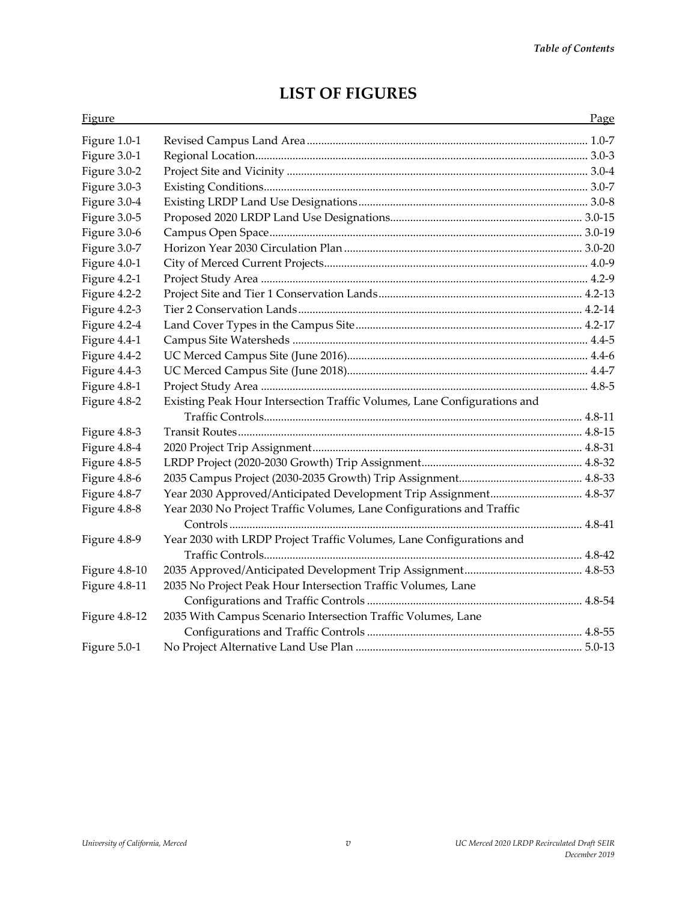# LIST OF FIGURES

| Figure | | Page |
|---|---|---|
| Figure 1.0-1 | Revised Campus Land Area | 1.0-7 |
| Figure 3.0-1 | Regional Location | 3.0-3 |
| Figure 3.0-2 | Project Site and Vicinity | 3.0-4 |
| Figure 3.0-3 | Existing Conditions | 3.0-7 |
| Figure 3.0-4 | Existing LRDP Land Use Designations | 3.0-8 |
| Figure 3.0-5 | Proposed 2020 LRDP Land Use Designations | 3.0-15 |
| Figure 3.0-6 | Campus Open Space | 3.0-19 |
| Figure 3.0-7 | Horizon Year 2030 Circulation Plan | 3.0-20 |
| Figure 4.0-1 | City of Merced Current Projects | 4.0-9 |
| Figure 4.2-1 | Project Study Area | 4.2-9 |
| Figure 4.2-2 | Project Site and Tier 1 Conservation Lands | 4.2-13 |
| Figure 4.2-3 | Tier 2 Conservation Lands | 4.2-14 |
| Figure 4.2-4 | Land Cover Types in the Campus Site | 4.2-17 |
| Figure 4.4-1 | Campus Site Watersheds | 4.4-5 |
| Figure 4.4-2 | UC Merced Campus Site (June 2016) | 4.4-6 |
| Figure 4.4-3 | UC Merced Campus Site (June 2018) | 4.4-7 |
| Figure 4.8-1 | Project Study Area | 4.8-5 |
| Figure 4.8-2 | Existing Peak Hour Intersection Traffic Volumes, Lane Configurations and Traffic Controls | 4.8-11 |
| Figure 4.8-3 | Transit Routes | 4.8-15 |
| Figure 4.8-4 | 2020 Project Trip Assignment | 4.8-31 |
| Figure 4.8-5 | LRDP Project (2020-2030 Growth) Trip Assignment | 4.8-32 |
| Figure 4.8-6 | 2035 Campus Project (2030-2035 Growth) Trip Assignment | 4.8-33 |
| Figure 4.8-7 | Year 2030 Approved/Anticipated Development Trip Assignment | 4.8-37 |
| Figure 4.8-8 | Year 2030 No Project Traffic Volumes, Lane Configurations and Traffic Controls | 4.8-41 |
| Figure 4.8-9 | Year 2030 with LRDP Project Traffic Volumes, Lane Configurations and Traffic Controls | 4.8-42 |
| Figure 4.8-10 | 2035 Approved/Anticipated Development Trip Assignment | 4.8-53 |
| Figure 4.8-11 | 2035 No Project Peak Hour Intersection Traffic Volumes, Lane Configurations and Traffic Controls | 4.8-54 |
| Figure 4.8-12 | 2035 With Campus Scenario Intersection Traffic Volumes, Lane Configurations and Traffic Controls | 4.8-55 |
| Figure 5.0-1 | No Project Alternative Land Use Plan | 5.0-13 |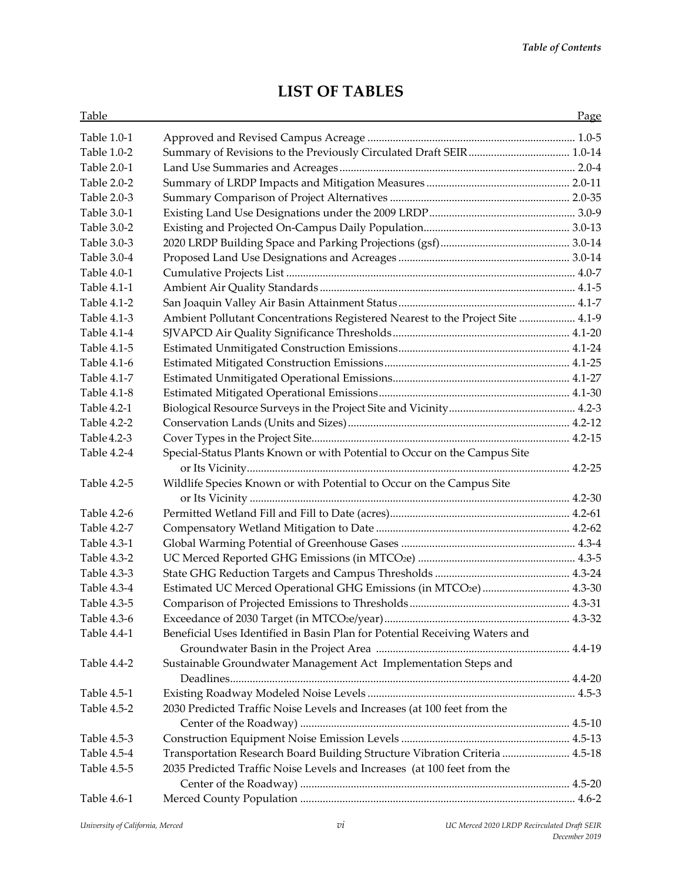# LIST OF TABLES

| Table | | Page |
|---|---|---|
| Table 1.0-1 | Approved and Revised Campus Acreage | 1.0-5 |
| Table 1.0-2 | Summary of Revisions to the Previously Circulated Draft SEIR | 1.0-14 |
| Table 2.0-1 | Land Use Summaries and Acreages | 2.0-4 |
| Table 2.0-2 | Summary of LRDP Impacts and Mitigation Measures | 2.0-11 |
| Table 2.0-3 | Summary Comparison of Project Alternatives | 2.0-35 |
| Table 3.0-1 | Existing Land Use Designations under the 2009 LRDP | 3.0-9 |
| Table 3.0-2 | Existing and Projected On-Campus Daily Population | 3.0-13 |
| Table 3.0-3 | 2020 LRDP Building Space and Parking Projections (gsf) | 3.0-14 |
| Table 3.0-4 | Proposed Land Use Designations and Acreages | 3.0-14 |
| Table 4.0-1 | Cumulative Projects List | 4.0-7 |
| Table 4.1-1 | Ambient Air Quality Standards | 4.1-5 |
| Table 4.1-2 | San Joaquin Valley Air Basin Attainment Status | 4.1-7 |
| Table 4.1-3 | Ambient Pollutant Concentrations Registered Nearest to the Project Site | 4.1-9 |
| Table 4.1-4 | SJVAPCD Air Quality Significance Thresholds | 4.1-20 |
| Table 4.1-5 | Estimated Unmitigated Construction Emissions | 4.1-24 |
| Table 4.1-6 | Estimated Mitigated Construction Emissions | 4.1-25 |
| Table 4.1-7 | Estimated Unmitigated Operational Emissions | 4.1-27 |
| Table 4.1-8 | Estimated Mitigated Operational Emissions | 4.1-30 |
| Table 4.2-1 | Biological Resource Surveys in the Project Site and Vicinity | 4.2-3 |
| Table 4.2-2 | Conservation Lands (Units and Sizes) | 4.2-12 |
| Table 4.2-3 | Cover Types in the Project Site | 4.2-15 |
| Table 4.2-4 | Special-Status Plants Known or with Potential to Occur on the Campus Site or Its Vicinity | 4.2-25 |
| Table 4.2-5 | Wildlife Species Known or with Potential to Occur on the Campus Site or Its Vicinity | 4.2-30 |
| Table 4.2-6 | Permitted Wetland Fill and Fill to Date (acres) | 4.2-61 |
| Table 4.2-7 | Compensatory Wetland Mitigation to Date | 4.2-62 |
| Table 4.3-1 | Global Warming Potential of Greenhouse Gases | 4.3-4 |
| Table 4.3-2 | UC Merced Reported GHG Emissions (in $MTCO_2e$) | 4.3-5 |
| Table 4.3-3 | State GHG Reduction Targets and Campus Thresholds | 4.3-24 |
| Table 4.3-4 | Estimated UC Merced Operational GHG Emissions (in $MTCO_2e$) | 4.3-30 |
| Table 4.3-5 | Comparison of Projected Emissions to Thresholds | 4.3-31 |
| Table 4.3-6 | Exceedance of 2030 Target (in $MTCO_2e$/year) | 4.3-32 |
| Table 4.4-1 | Beneficial Uses Identified in Basin Plan for Potential Receiving Waters and Groundwater Basin in the Project Area | 4.4-19 |
| Table 4.4-2 | Sustainable Groundwater Management Act Implementation Steps and Deadlines | 4.4-20 |
| Table 4.5-1 | Existing Roadway Modeled Noise Levels | 4.5-3 |
| Table 4.5-2 | 2030 Predicted Traffic Noise Levels and Increases (at 100 feet from the Center of the Roadway) | 4.5-10 |
| Table 4.5-3 | Construction Equipment Noise Emission Levels | 4.5-13 |
| Table 4.5-4 | Transportation Research Board Building Structure Vibration Criteria | 4.5-18 |
| Table 4.5-5 | 2035 Predicted Traffic Noise Levels and Increases (at 100 feet from the Center of the Roadway) | 4.5-20 |
| Table 4.6-1 | Merced County Population | 4.6-2 |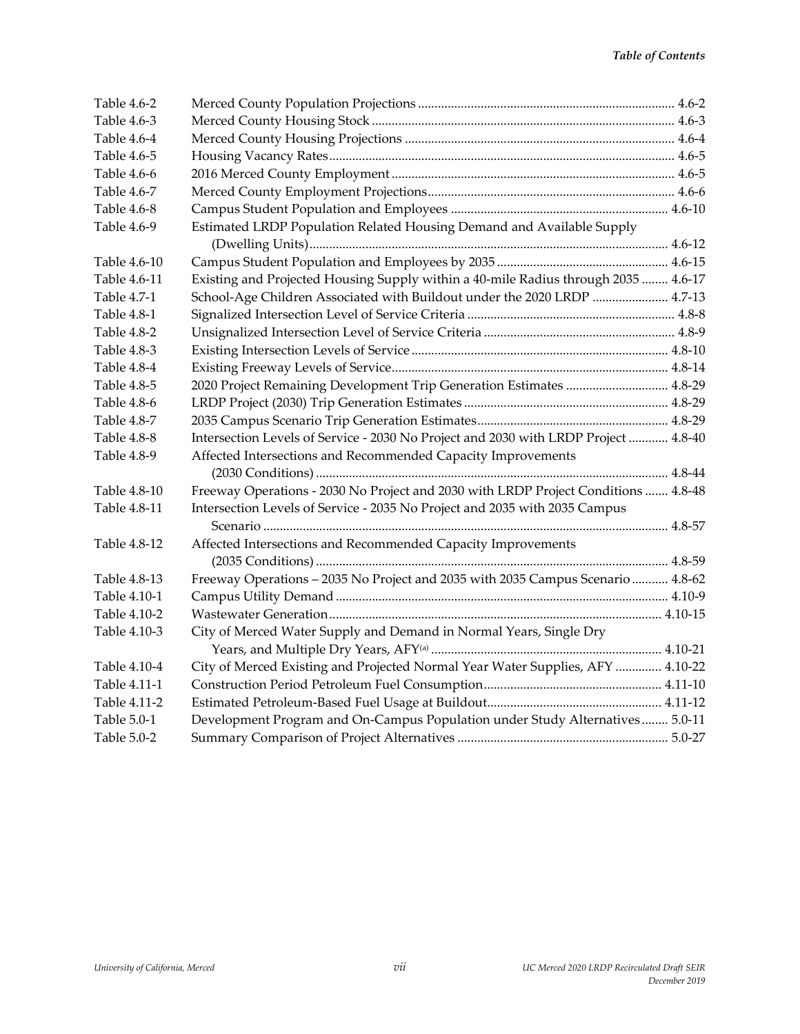| | | |
|---|---|---|
| Table 4.6-2 | Merced County Population Projections | 4.6-2 |
| Table 4.6-3 | Merced County Housing Stock | 4.6-3 |
| Table 4.6-4 | Merced County Housing Projections | 4.6-4 |
| Table 4.6-5 | Housing Vacancy Rates | 4.6-5 |
| Table 4.6-6 | 2016 Merced County Employment | 4.6-5 |
| Table 4.6-7 | Merced County Employment Projections | 4.6-6 |
| Table 4.6-8 | Campus Student Population and Employees | 4.6-10 |
| Table 4.6-9 | Estimated LRDP Population Related Housing Demand and Available Supply (Dwelling Units) | 4.6-12 |
| Table 4.6-10 | Campus Student Population and Employees by 2035 | 4.6-15 |
| Table 4.6-11 | Existing and Projected Housing Supply within a 40-mile Radius through 2035 | 4.6-17 |
| Table 4.7-1 | School-Age Children Associated with Buildout under the 2020 LRDP | 4.7-13 |
| Table 4.8-1 | Signalized Intersection Level of Service Criteria | 4.8-8 |
| Table 4.8-2 | Unsignalized Intersection Level of Service Criteria | 4.8-9 |
| Table 4.8-3 | Existing Intersection Levels of Service | 4.8-10 |
| Table 4.8-4 | Existing Freeway Levels of Service | 4.8-14 |
| Table 4.8-5 | 2020 Project Remaining Development Trip Generation Estimates | 4.8-29 |
| Table 4.8-6 | LRDP Project (2030) Trip Generation Estimates | 4.8-29 |
| Table 4.8-7 | 2035 Campus Scenario Trip Generation Estimates | 4.8-29 |
| Table 4.8-8 | Intersection Levels of Service - 2030 No Project and 2030 with LRDP Project | 4.8-40 |
| Table 4.8-9 | Affected Intersections and Recommended Capacity Improvements (2030 Conditions) | 4.8-44 |
| Table 4.8-10 | Freeway Operations - 2030 No Project and 2030 with LRDP Project Conditions | 4.8-48 |
| Table 4.8-11 | Intersection Levels of Service - 2035 No Project and 2035 with 2035 Campus Scenario | 4.8-57 |
| Table 4.8-12 | Affected Intersections and Recommended Capacity Improvements (2035 Conditions) | 4.8-59 |
| Table 4.8-13 | Freeway Operations – 2035 No Project and 2035 with 2035 Campus Scenario | 4.8-62 |
| Table 4.10-1 | Campus Utility Demand | 4.10-9 |
| Table 4.10-2 | Wastewater Generation | 4.10-15 |
| Table 4.10-3 | City of Merced Water Supply and Demand in Normal Years, Single Dry Years, and Multiple Dry Years, AFY[a] | 4.10-21 |
| Table 4.10-4 | City of Merced Existing and Projected Normal Year Water Supplies, AFY | 4.10-22 |
| Table 4.11-1 | Construction Period Petroleum Fuel Consumption | 4.11-10 |
| Table 4.11-2 | Estimated Petroleum-Based Fuel Usage at Buildout | 4.11-12 |
| Table 5.0-1 | Development Program and On-Campus Population under Study Alternatives | 5.0-11 |
| Table 5.0-2 | Summary Comparison of Project Alternatives | 5.0-27 |